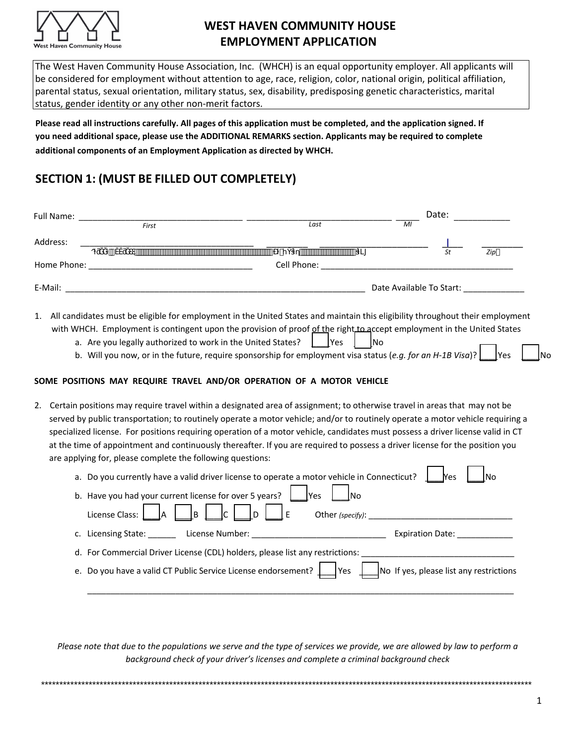# WEST HAVEN COMMUNITY HOUSE
# EMPLOYMENT APPLICATION

West Haven Community House

The West Haven Community House Association, Inc. (WHCH) is an equal opportunity employer. All applicants will be considered for employment without attention to age, race, religion, color, national origin, political affiliation, parental status, sexual orientation, military status, sex, disability, predisposing genetic characteristics, marital status, gender identity or any other non-merit factors.

**Please read all instructions carefully. All pages of this application must be completed, and the application signed. If you need additional space, please use the ADDITIONAL REMARKS section. Applicants may be required to complete additional components of an Employment Application as directed by WHCH.**

## SECTION 1: (MUST BE FILLED OUT COMPLETELY)

Full Name: ______________________ ______________________ _____ Date: ___________
First Last MI

Address: ______________________ ______ ______________________ ____ ________
St Zip

Home Phone: ______________________ Cell Phone: ______________________

E-Mail: ______________________ Date Available To Start: _____________

1. All candidates must be eligible for employment in the United States and maintain this eligibility throughout their employment with WHCH. Employment is contingent upon the provision of proof of the right to accept employment in the United States
   a. Are you legally authorized to work in the United States? ___Yes ___No
   b. Will you now, or in the future, require sponsorship for employment visa status (*e.g. for an H-1B Visa*)? ___Yes ___No

**SOME POSITIONS MAY REQUIRE TRAVEL AND/OR OPERATION OF A MOTOR VEHICLE**

2. Certain positions may require travel within a designated area of assignment; to otherwise travel in areas that may not be served by public transportation; to routinely operate a motor vehicle; and/or to routinely operate a motor vehicle requiring a specialized license. For positions requiring operation of a motor vehicle, candidates must possess a driver license valid in CT at the time of appointment and continuously thereafter. If you are required to possess a driver license for the position you are applying for, please complete the following questions:
   a. Do you currently have a valid driver license to operate a motor vehicle in Connecticut? ___Yes ___No
   b. Have you had your current license for over 5 years? ___Yes ___No

      License Class: ___A ___B ___C ___D ___E Other *(specify)*: ______________________
   c. Licensing State: ______ License Number: ______________________ Expiration Date: ____________
   d. For Commercial Driver License (CDL) holders, please list any restrictions: ______________________
   e. Do you have a valid CT Public Service License endorsement? ___Yes ___No If yes, please list any restrictions

      ______________________________________________________________

*Please note that due to the populations we serve and the type of services we provide, we are allowed by law to perform a background check of your driver's licenses and complete a criminal background check*

*****************************************************************************************************************************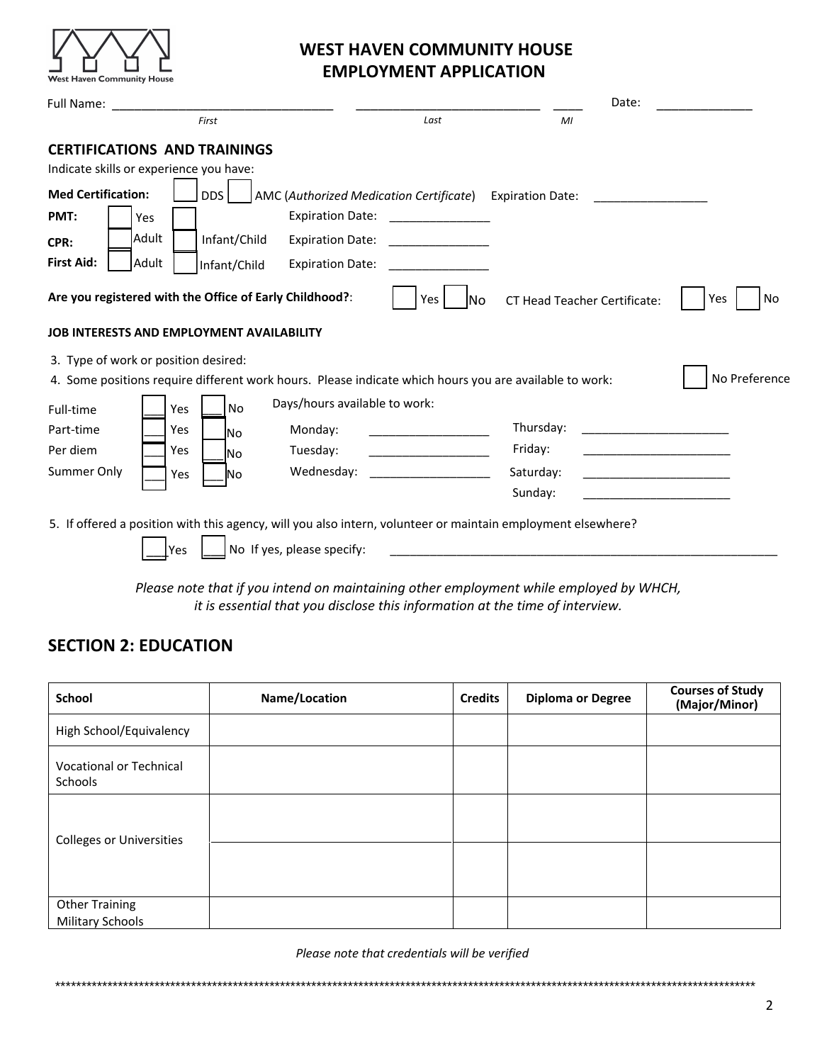West Haven Community House

# WEST HAVEN COMMUNITY HOUSE
# EMPLOYMENT APPLICATION

Full Name: _________________________________ ____________________________ ____ Date: ______________

First Last MI

## CERTIFICATIONS AND TRAININGS

Indicate skills or experience you have:

**Med Certification:** ☐ DDS ☐ AMC (*Authorized Medication Certificate*) Expiration Date: _________________

**PMT:** ☐ Yes ☐ Expiration Date: _______________

**CPR:** ☐ Adult ☐ Infant/Child Expiration Date: _______________

**First Aid:** ☐ Adult ☐ Infant/Child Expiration Date: _______________

**Are you registered with the Office of Early Childhood?**: ☐ Yes ☐ No CT Head Teacher Certificate: ☐ Yes ☐ No

### JOB INTERESTS AND EMPLOYMENT AVAILABILITY

3. Type of work or position desired:
4. Some positions require different work hours. Please indicate which hours you are available to work: ☐ No Preference

Full-time ☐ Yes ☐ No

Part-time ☐ Yes ☐ No

Per diem ☐ Yes ☐ No

Summer Only ☐ Yes ☐ No

Days/hours available to work:

Monday: __________________ Thursday: ______________________

Tuesday: __________________ Friday: ______________________

Wednesday: __________________ Saturday: ______________________

Sunday: ______________________

5. If offered a position with this agency, will you also intern, volunteer or maintain employment elsewhere?

☐ Yes ☐ No If yes, please specify: ____________________________________________________________

*Please note that if you intend on maintaining other employment while employed by WHCH, it is essential that you disclose this information at the time of interview.*

## SECTION 2: EDUCATION

| School | Name/Location | Credits | Diploma or Degree | Courses of Study (Major/Minor) |
|---|---|---|---|---|
| High School/Equivalency | | | | |
| Vocational or Technical Schools | | | | |
| Colleges or Universities | | | | |
| | | | | |
| Other Training Military Schools | | | | |

*Please note that credentials will be verified*

*******************************************************************************************************************************************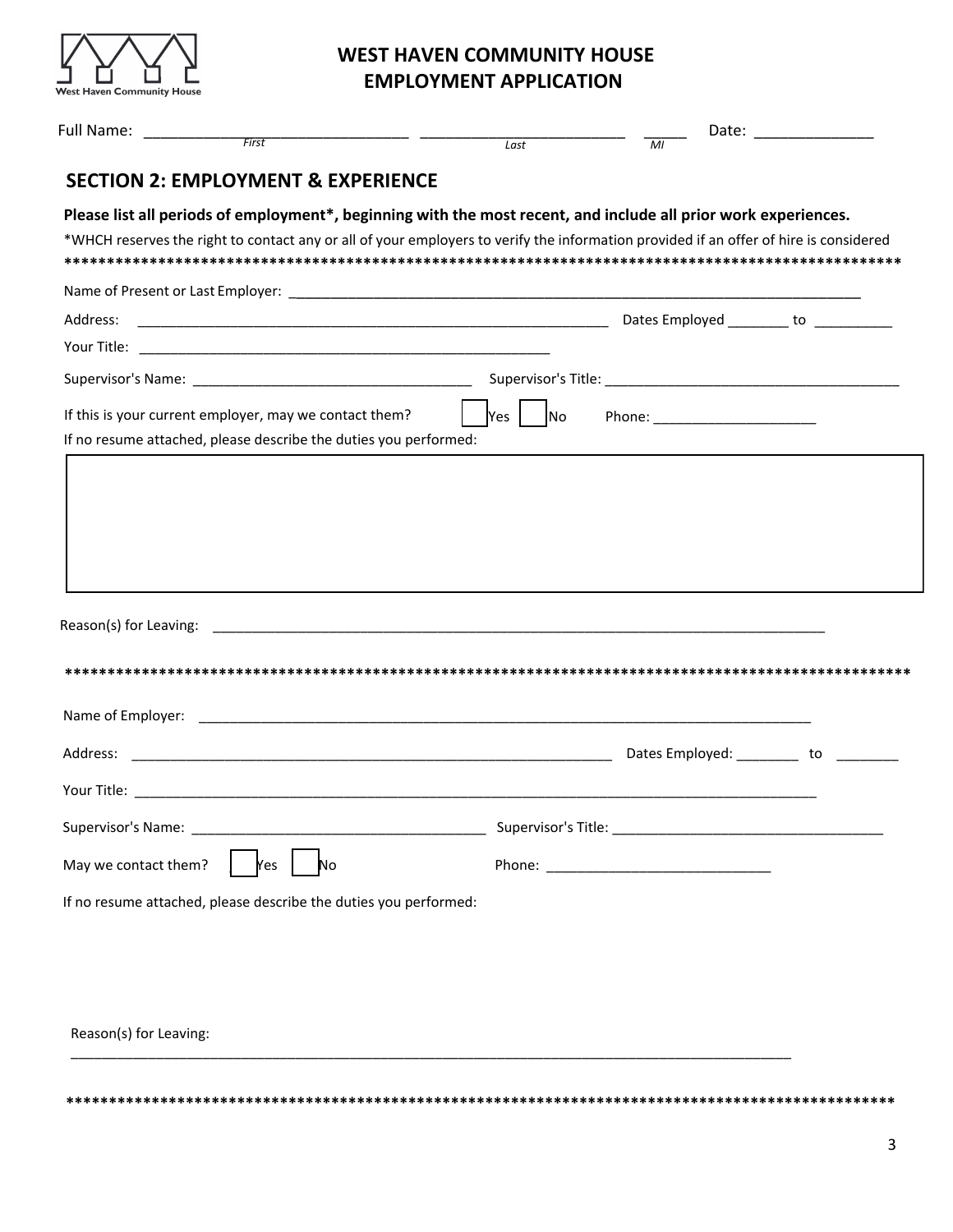# WEST HAVEN COMMUNITY HOUSE
# EMPLOYMENT APPLICATION

Full Name: ______________________________ (First) ______________________ (Last) _____ (MI) Date: ______________

## SECTION 2: EMPLOYMENT & EXPERIENCE

**Please list all periods of employment*, beginning with the most recent, and include all prior work experiences.**

*WHCH reserves the right to contact any or all of your employers to verify the information provided if an offer of hire is considered

****************************************************************************************************

Name of Present or Last Employer: ______________________________________________________________________

Address: ____________________________________________________________ Dates Employed ________ to __________

Your Title: ______________________________________________________

Supervisor's Name: ___________________________________ Supervisor's Title: ______________________________________

If this is your current employer, may we contact them? ☐ Yes ☐ No Phone: _____________________

If no resume attached, please describe the duties you performed:

Reason(s) for Leaving: ________________________________________________________________________________

****************************************************************************************************

Name of Employer: ________________________________________________________________________________

Address: ____________________________________________________________ Dates Employed: ________ to ________

Your Title: ____________________________________________________________________________________________

Supervisor's Name: _____________________________________ Supervisor's Title: ___________________________________

May we contact them? ☐ Yes ☐ No Phone: _____________________________

If no resume attached, please describe the duties you performed:

Reason(s) for Leaving:

_____________________________________________________________________________________________

****************************************************************************************************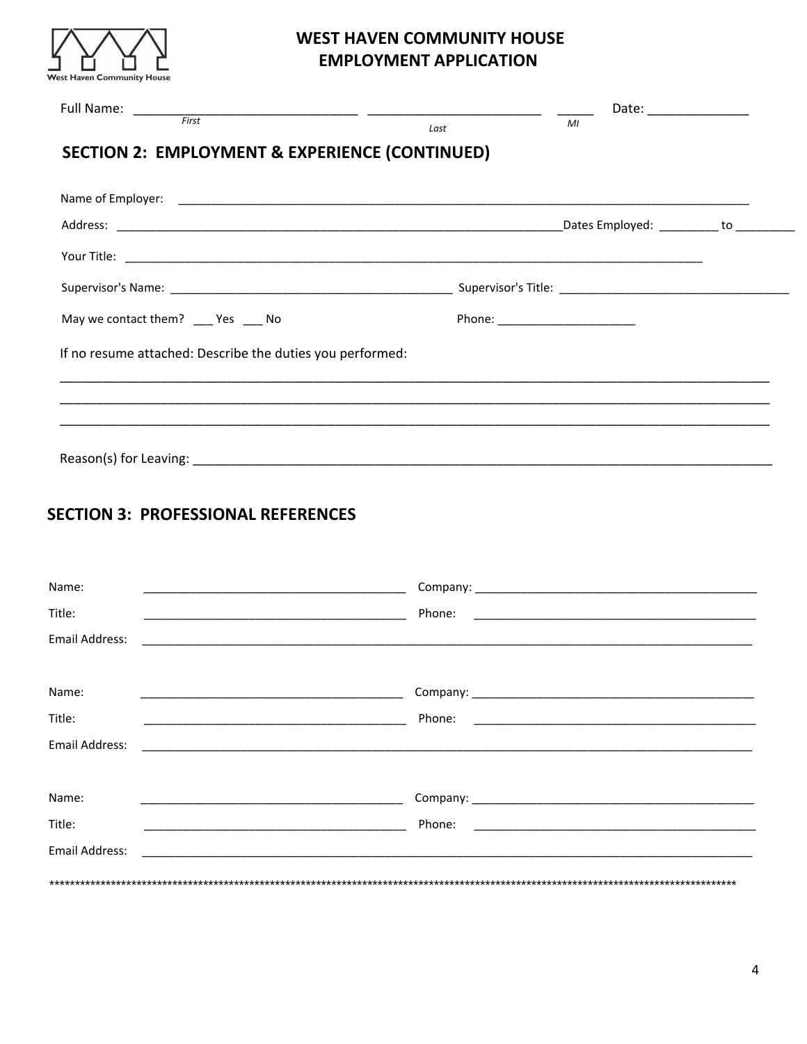West Haven Community House

# WEST HAVEN COMMUNITY HOUSE
# EMPLOYMENT APPLICATION

Full Name: ______________________________ ________________________ _____ Date: ______________
*First* *Last* *MI*

## SECTION 2: EMPLOYMENT & EXPERIENCE (CONTINUED)

Name of Employer: ______________________________________________________________________________

Address: ______________________________________________________________Dates Employed: _________ to _________

Your Title: ______________________________________________________________________________

Supervisor's Name: ________________________________________ Supervisor's Title: __________________________________

May we contact them? ___ Yes ___ No Phone: ____________________

If no resume attached: Describe the duties you performed:

_________________________________________________________________________________________________

_________________________________________________________________________________________________

_________________________________________________________________________________________________

Reason(s) for Leaving: _______________________________________________________________________________

## SECTION 3: PROFESSIONAL REFERENCES

Name: ________________________________________ Company: __________________________________________

Title: ________________________________________ Phone: __________________________________________

Email Address: __________________________________________________________________________________________

Name: ________________________________________ Company: __________________________________________

Title: ________________________________________ Phone: __________________________________________

Email Address: __________________________________________________________________________________________

Name: ________________________________________ Company: __________________________________________

Title: ________________________________________ Phone: __________________________________________

Email Address: __________________________________________________________________________________________

*****************************************************************************************************************************************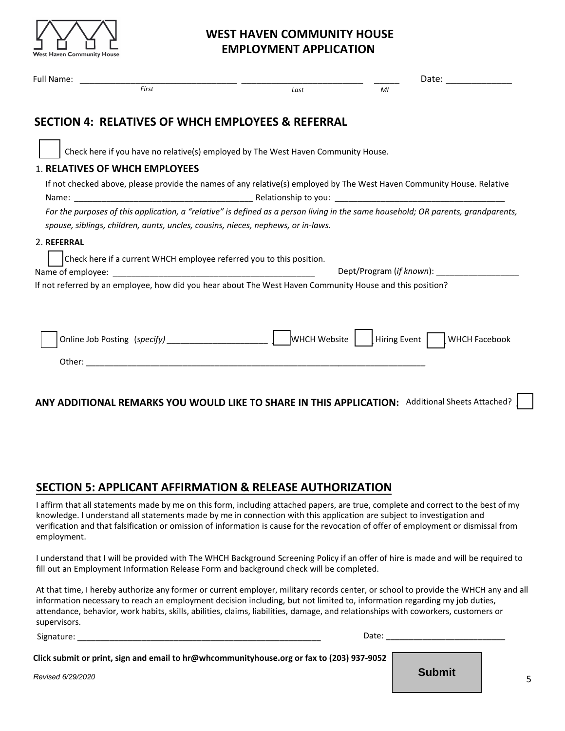# WEST HAVEN COMMUNITY HOUSE
# EMPLOYMENT APPLICATION

Full Name: ________________________________ _________________________ _____ Date: _____________
First Last MI

## SECTION 4: RELATIVES OF WHCH EMPLOYEES & REFERRAL

☐ Check here if you have no relative(s) employed by The West Haven Community House.

### 1. RELATIVES OF WHCH EMPLOYEES

If not checked above, please provide the names of any relative(s) employed by The West Haven Community House. Relative Name: ______________________________________ Relationship to you: ____________________________________

*For the purposes of this application, a "relative" is defined as a person living in the same household; OR parents, grandparents, spouse, siblings, children, aunts, uncles, cousins, nieces, nephews, or in-laws.*

### 2. REFERRAL

☐ Check here if a current WHCH employee referred you to this position.

Name of employee: ____________________________________________ Dept/Program (*if known*): __________________

If not referred by an employee, how did you hear about The West Haven Community House and this position?

☐ Online Job Posting (*specify*) _____________________ ☐ WHCH Website ☐ Hiring Event ☐ WHCH Facebook

Other: ___________________________________________________________________________

**ANY ADDITIONAL REMARKS YOU WOULD LIKE TO SHARE IN THIS APPLICATION:** Additional Sheets Attached? ☐

## SECTION 5: APPLICANT AFFIRMATION & RELEASE AUTHORIZATION

I affirm that all statements made by me on this form, including attached papers, are true, complete and correct to the best of my knowledge. I understand all statements made by me in connection with this application are subject to investigation and verification and that falsification or omission of information is cause for the revocation of offer of employment or dismissal from employment.

I understand that I will be provided with The WHCH Background Screening Policy if an offer of hire is made and will be required to fill out an Employment Information Release Form and background check will be completed.

At that time, I hereby authorize any former or current employer, military records center, or school to provide the WHCH any and all information necessary to reach an employment decision including, but not limited to, information regarding my job duties, attendance, behavior, work habits, skills, abilities, claims, liabilities, damage, and relationships with coworkers, customers or supervisors.

Signature: ______________________________________________________ Date: _________________________

**Click submit or print, sign and email to hr@whcommunityhouse.org or fax to (203) 937-9052**

**Submit**

*Revised 6/29/2020*